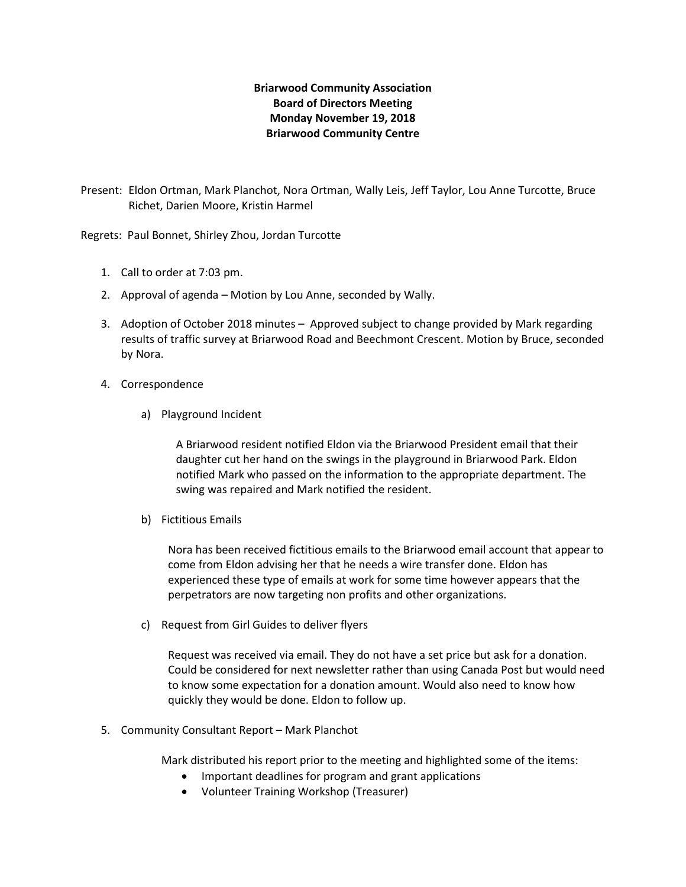**Briarwood Community Association**
**Board of Directors Meeting**
**Monday November 19, 2018**
**Briarwood Community Centre**

Present: Eldon Ortman, Mark Planchot, Nora Ortman, Wally Leis, Jeff Taylor, Lou Anne Turcotte, Bruce Richet, Darien Moore, Kristin Harmel

Regrets: Paul Bonnet, Shirley Zhou, Jordan Turcotte

1. Call to order at 7:03 pm.
2. Approval of agenda – Motion by Lou Anne, seconded by Wally.
3. Adoption of October 2018 minutes – Approved subject to change provided by Mark regarding results of traffic survey at Briarwood Road and Beechmont Crescent. Motion by Bruce, seconded by Nora.
4. Correspondence

   a) Playground Incident

      A Briarwood resident notified Eldon via the Briarwood President email that their daughter cut her hand on the swings in the playground in Briarwood Park. Eldon notified Mark who passed on the information to the appropriate department. The swing was repaired and Mark notified the resident.

   b) Fictitious Emails

      Nora has been received fictitious emails to the Briarwood email account that appear to come from Eldon advising her that he needs a wire transfer done. Eldon has experienced these type of emails at work for some time however appears that the perpetrators are now targeting non profits and other organizations.

   c) Request from Girl Guides to deliver flyers

      Request was received via email. They do not have a set price but ask for a donation. Could be considered for next newsletter rather than using Canada Post but would need to know some expectation for a donation amount. Would also need to know how quickly they would be done. Eldon to follow up.

5. Community Consultant Report – Mark Planchot

   Mark distributed his report prior to the meeting and highlighted some of the items:

   - Important deadlines for program and grant applications
   - Volunteer Training Workshop (Treasurer)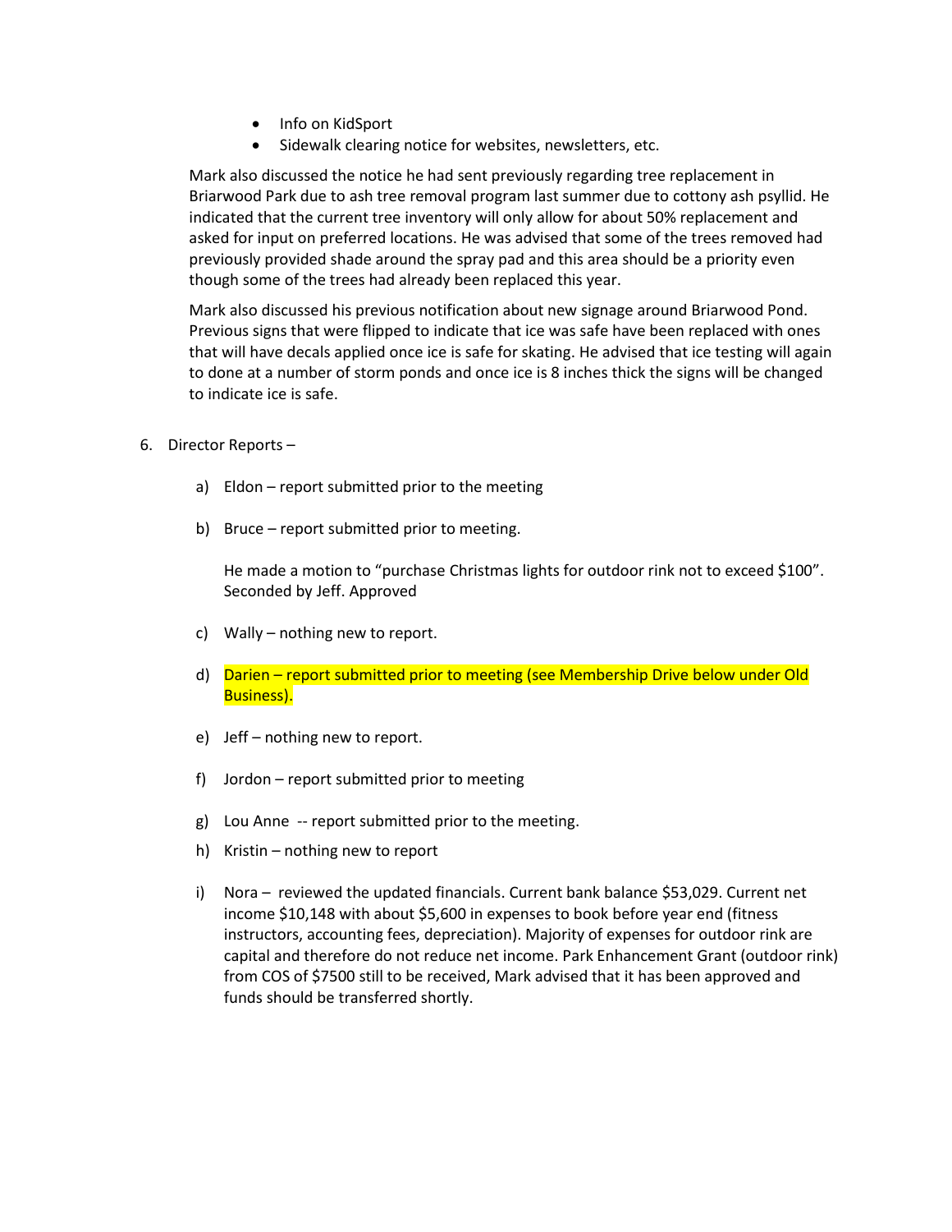- Info on KidSport
- Sidewalk clearing notice for websites, newsletters, etc.

Mark also discussed the notice he had sent previously regarding tree replacement in Briarwood Park due to ash tree removal program last summer due to cottony ash psyllid. He indicated that the current tree inventory will only allow for about 50% replacement and asked for input on preferred locations. He was advised that some of the trees removed had previously provided shade around the spray pad and this area should be a priority even though some of the trees had already been replaced this year.

Mark also discussed his previous notification about new signage around Briarwood Pond. Previous signs that were flipped to indicate that ice was safe have been replaced with ones that will have decals applied once ice is safe for skating. He advised that ice testing will again to done at a number of storm ponds and once ice is 8 inches thick the signs will be changed to indicate ice is safe.

6. Director Reports –

   a) Eldon – report submitted prior to the meeting

   b) Bruce – report submitted prior to meeting.

      He made a motion to "purchase Christmas lights for outdoor rink not to exceed $100". Seconded by Jeff. Approved

   c) Wally – nothing new to report.

   d) Darien – report submitted prior to meeting (see Membership Drive below under Old Business).

   e) Jeff – nothing new to report.

   f) Jordon – report submitted prior to meeting

   g) Lou Anne -- report submitted prior to the meeting.

   h) Kristin – nothing new to report

   i) Nora – reviewed the updated financials. Current bank balance $53,029. Current net income $10,148 with about $5,600 in expenses to book before year end (fitness instructors, accounting fees, depreciation). Majority of expenses for outdoor rink are capital and therefore do not reduce net income. Park Enhancement Grant (outdoor rink) from COS of $7500 still to be received, Mark advised that it has been approved and funds should be transferred shortly.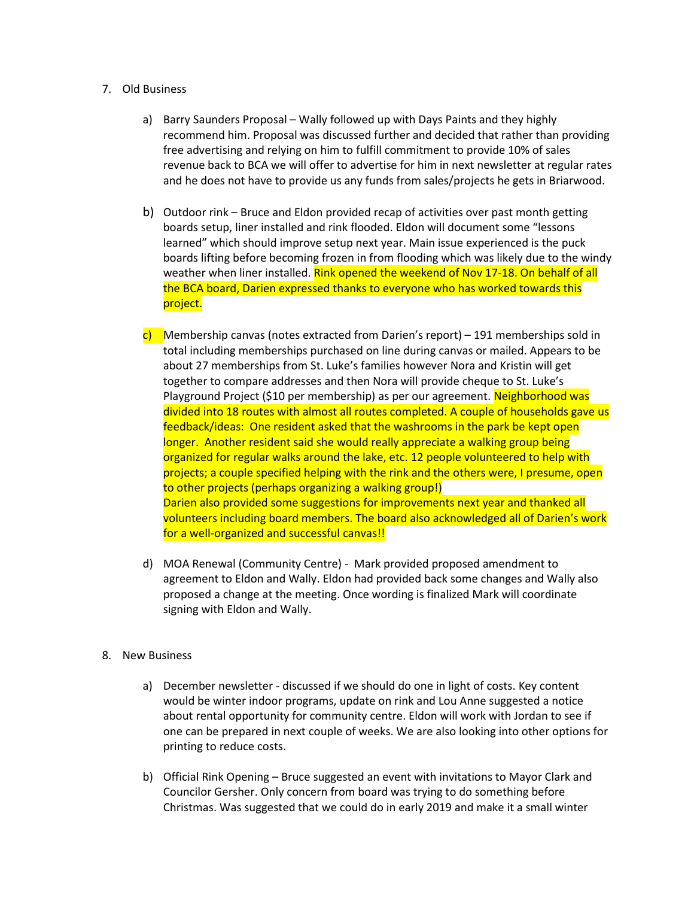7. Old Business

   a) Barry Saunders Proposal – Wally followed up with Days Paints and they highly recommend him. Proposal was discussed further and decided that rather than providing free advertising and relying on him to fulfill commitment to provide 10% of sales revenue back to BCA we will offer to advertise for him in next newsletter at regular rates and he does not have to provide us any funds from sales/projects he gets in Briarwood.

   b) Outdoor rink – Bruce and Eldon provided recap of activities over past month getting boards setup, liner installed and rink flooded. Eldon will document some "lessons learned" which should improve setup next year. Main issue experienced is the puck boards lifting before becoming frozen in from flooding which was likely due to the windy weather when liner installed. Rink opened the weekend of Nov 17-18. On behalf of all the BCA board, Darien expressed thanks to everyone who has worked towards this project.

   c) Membership canvas (notes extracted from Darien's report) – 191 memberships sold in total including memberships purchased on line during canvas or mailed. Appears to be about 27 memberships from St. Luke's families however Nora and Kristin will get together to compare addresses and then Nora will provide cheque to St. Luke's Playground Project ($10 per membership) as per our agreement. Neighborhood was divided into 18 routes with almost all routes completed. A couple of households gave us feedback/ideas: One resident asked that the washrooms in the park be kept open longer. Another resident said she would really appreciate a walking group being organized for regular walks around the lake, etc. 12 people volunteered to help with projects; a couple specified helping with the rink and the others were, I presume, open to other projects (perhaps organizing a walking group!)
   Darien also provided some suggestions for improvements next year and thanked all volunteers including board members. The board also acknowledged all of Darien's work for a well-organized and successful canvas!!

   d) MOA Renewal (Community Centre) - Mark provided proposed amendment to agreement to Eldon and Wally. Eldon had provided back some changes and Wally also proposed a change at the meeting. Once wording is finalized Mark will coordinate signing with Eldon and Wally.

8. New Business

   a) December newsletter - discussed if we should do one in light of costs. Key content would be winter indoor programs, update on rink and Lou Anne suggested a notice about rental opportunity for community centre. Eldon will work with Jordan to see if one can be prepared in next couple of weeks. We are also looking into other options for printing to reduce costs.

   b) Official Rink Opening – Bruce suggested an event with invitations to Mayor Clark and Councilor Gersher. Only concern from board was trying to do something before Christmas. Was suggested that we could do in early 2019 and make it a small winter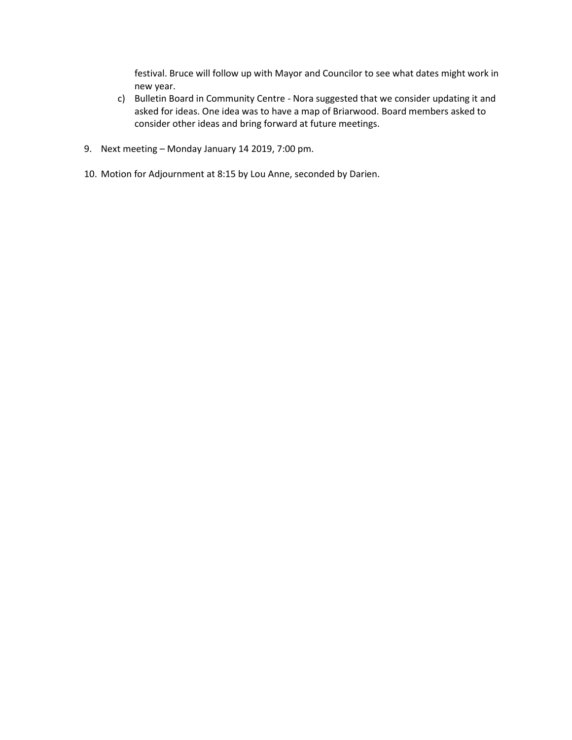festival. Bruce will follow up with Mayor and Councilor to see what dates might work in new year.

c) Bulletin Board in Community Centre - Nora suggested that we consider updating it and asked for ideas. One idea was to have a map of Briarwood. Board members asked to consider other ideas and bring forward at future meetings.

9. Next meeting – Monday January 14 2019, 7:00 pm.

10. Motion for Adjournment at 8:15 by Lou Anne, seconded by Darien.